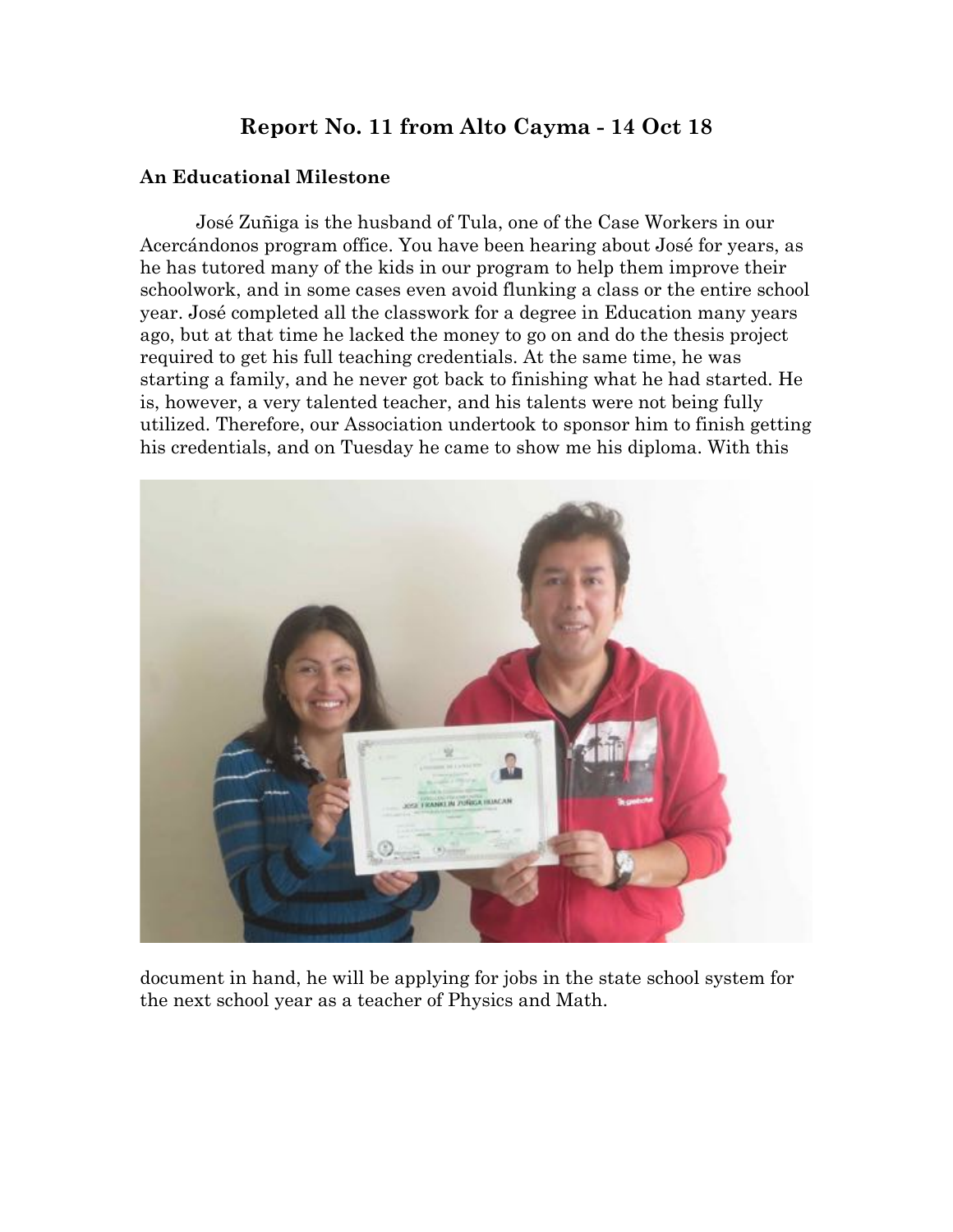# Report No. 11 from Alto Cayma - 14 Oct 18

### An Educational Milestone

José Zuñiga is the husband of Tula, one of the Case Workers in our Acercándonos program office. You have been hearing about José for years, as he has tutored many of the kids in our program to help them improve their schoolwork, and in some cases even avoid flunking a class or the entire school year. José completed all the classwork for a degree in Education many years ago, but at that time he lacked the money to go on and do the thesis project required to get his full teaching credentials. At the same time, he was starting a family, and he never got back to finishing what he had started. He is, however, a very talented teacher, and his talents were not being fully utilized. Therefore, our Association undertook to sponsor him to finish getting his credentials, and on Tuesday he came to show me his diploma. With this document in hand, he will be applying for jobs in the state school system for the next school year as a teacher of Physics and Math.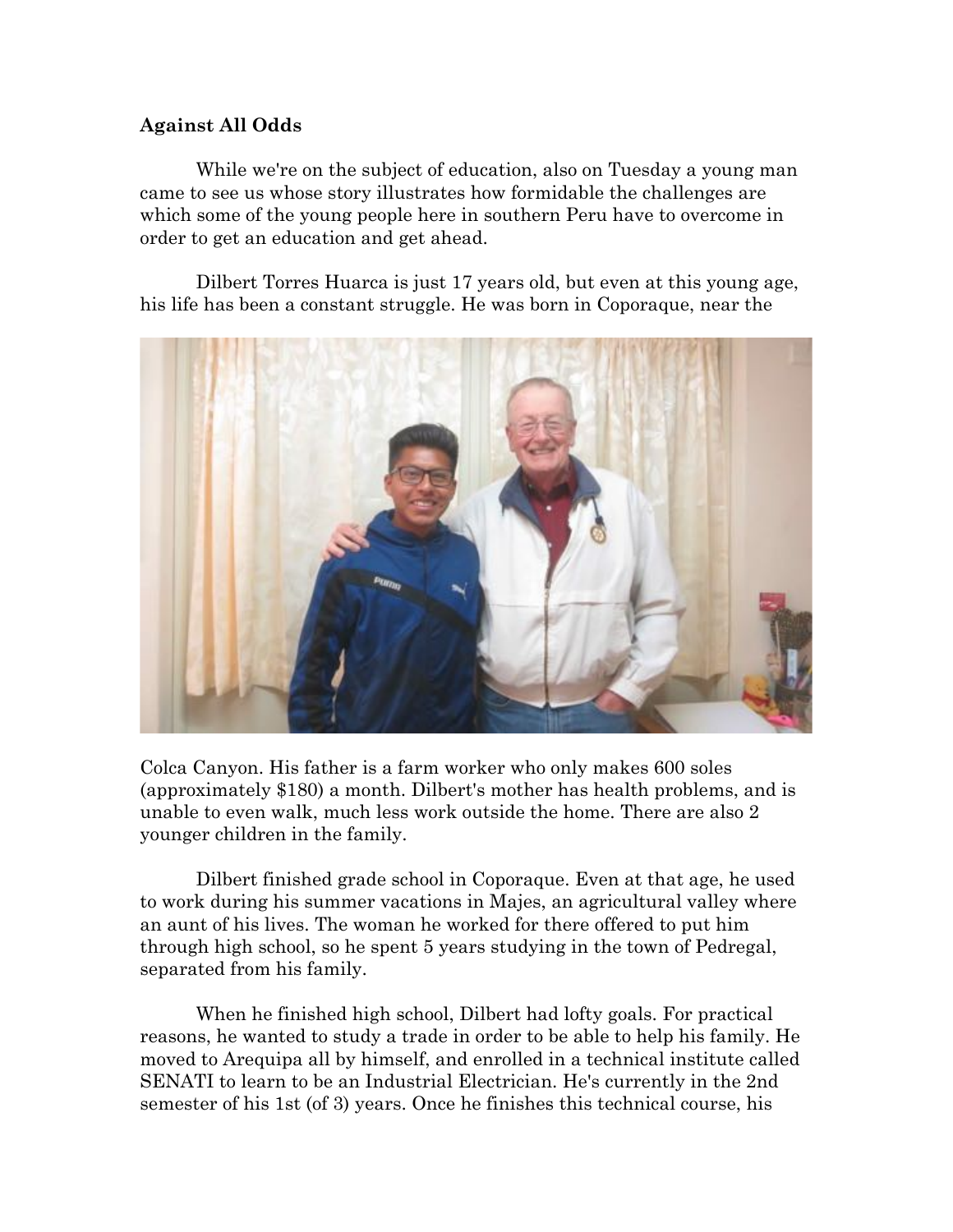**Against All Odds**

While we're on the subject of education, also on Tuesday a young man came to see us whose story illustrates how formidable the challenges are which some of the young people here in southern Peru have to overcome in order to get an education and get ahead.

Dilbert Torres Huarca is just 17 years old, but even at this young age, his life has been a constant struggle. He was born in Coporaque, near the Colca Canyon. His father is a farm worker who only makes 600 soles (approximately $180) a month. Dilbert's mother has health problems, and is unable to even walk, much less work outside the home. There are also 2 younger children in the family.

Dilbert finished grade school in Coporaque. Even at that age, he used to work during his summer vacations in Majes, an agricultural valley where an aunt of his lives. The woman he worked for there offered to put him through high school, so he spent 5 years studying in the town of Pedregal, separated from his family.

When he finished high school, Dilbert had lofty goals. For practical reasons, he wanted to study a trade in order to be able to help his family. He moved to Arequipa all by himself, and enrolled in a technical institute called SENATI to learn to be an Industrial Electrician. He's currently in the 2nd semester of his 1st (of 3) years. Once he finishes this technical course, his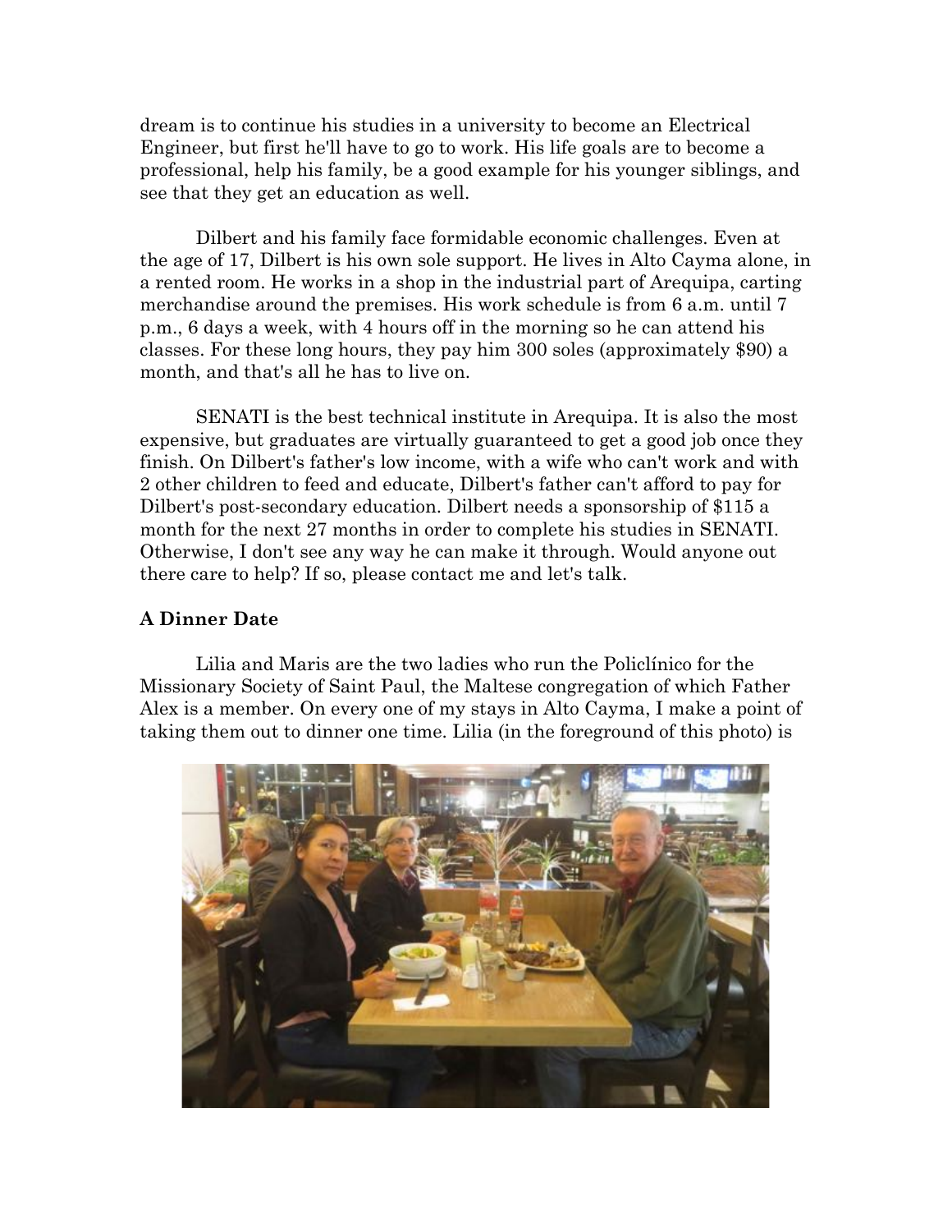dream is to continue his studies in a university to become an Electrical Engineer, but first he'll have to go to work. His life goals are to become a professional, help his family, be a good example for his younger siblings, and see that they get an education as well.

Dilbert and his family face formidable economic challenges. Even at the age of 17, Dilbert is his own sole support. He lives in Alto Cayma alone, in a rented room. He works in a shop in the industrial part of Arequipa, carting merchandise around the premises. His work schedule is from 6 a.m. until 7 p.m., 6 days a week, with 4 hours off in the morning so he can attend his classes. For these long hours, they pay him 300 soles (approximately $90) a month, and that's all he has to live on.

SENATI is the best technical institute in Arequipa. It is also the most expensive, but graduates are virtually guaranteed to get a good job once they finish. On Dilbert's father's low income, with a wife who can't work and with 2 other children to feed and educate, Dilbert's father can't afford to pay for Dilbert's post-secondary education. Dilbert needs a sponsorship of $115 a month for the next 27 months in order to complete his studies in SENATI. Otherwise, I don't see any way he can make it through. Would anyone out there care to help? If so, please contact me and let's talk.

**A Dinner Date**

Lilia and Maris are the two ladies who run the Policlínico for the Missionary Society of Saint Paul, the Maltese congregation of which Father Alex is a member. On every one of my stays in Alto Cayma, I make a point of taking them out to dinner one time. Lilia (in the foreground of this photo) is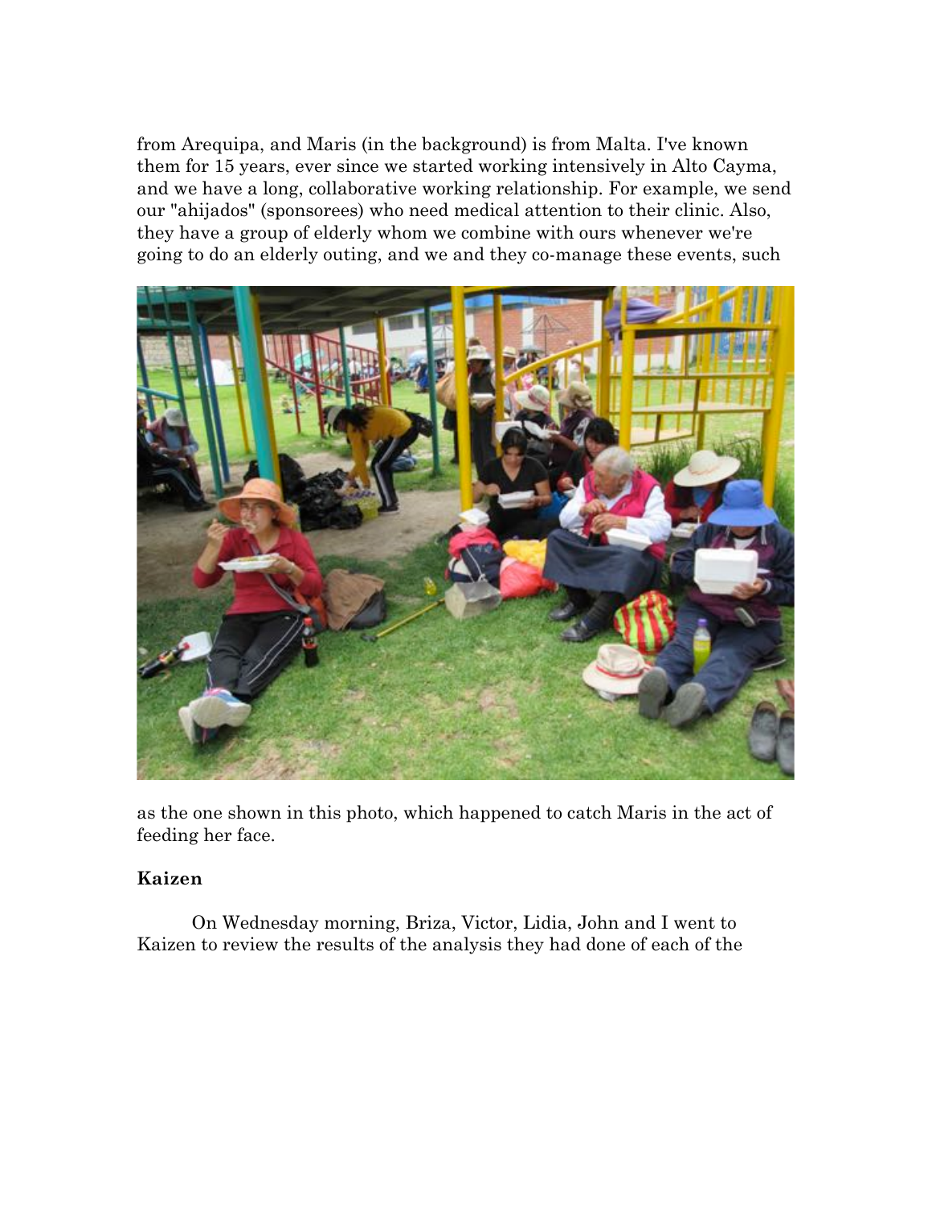from Arequipa, and Maris (in the background) is from Malta. I've known them for 15 years, ever since we started working intensively in Alto Cayma, and we have a long, collaborative working relationship. For example, we send our "ahijados" (sponsorees) who need medical attention to their clinic. Also, they have a group of elderly whom we combine with ours whenever we're going to do an elderly outing, and we and they co-manage these events, such

as the one shown in this photo, which happened to catch Maris in the act of feeding her face.

**Kaizen**

On Wednesday morning, Briza, Victor, Lidia, John and I went to Kaizen to review the results of the analysis they had done of each of the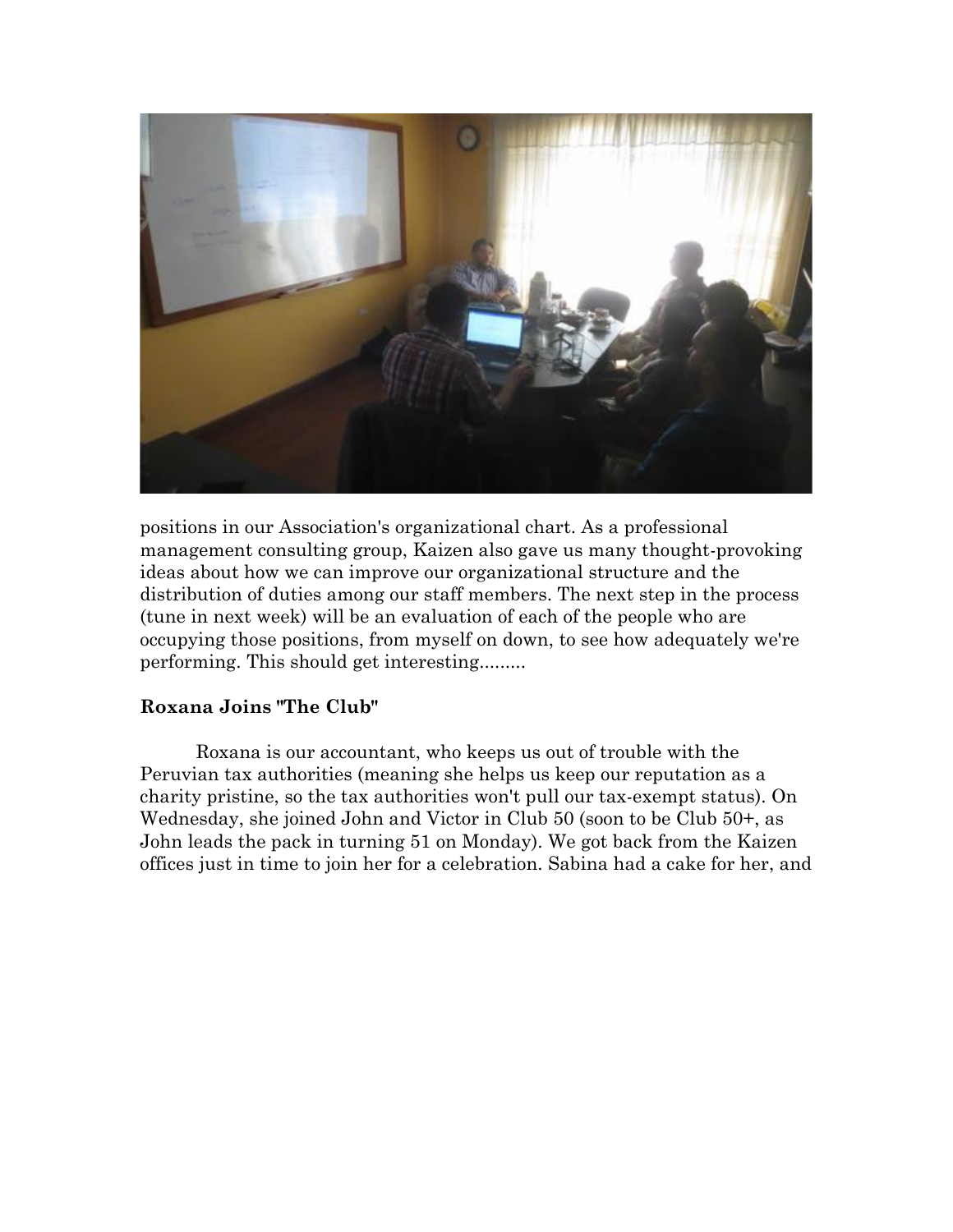positions in our Association's organizational chart. As a professional management consulting group, Kaizen also gave us many thought-provoking ideas about how we can improve our organizational structure and the distribution of duties among our staff members. The next step in the process (tune in next week) will be an evaluation of each of the people who are occupying those positions, from myself on down, to see how adequately we're performing. This should get interesting.........

**Roxana Joins "The Club"**

Roxana is our accountant, who keeps us out of trouble with the Peruvian tax authorities (meaning she helps us keep our reputation as a charity pristine, so the tax authorities won't pull our tax-exempt status). On Wednesday, she joined John and Victor in Club 50 (soon to be Club 50+, as John leads the pack in turning 51 on Monday). We got back from the Kaizen offices just in time to join her for a celebration. Sabina had a cake for her, and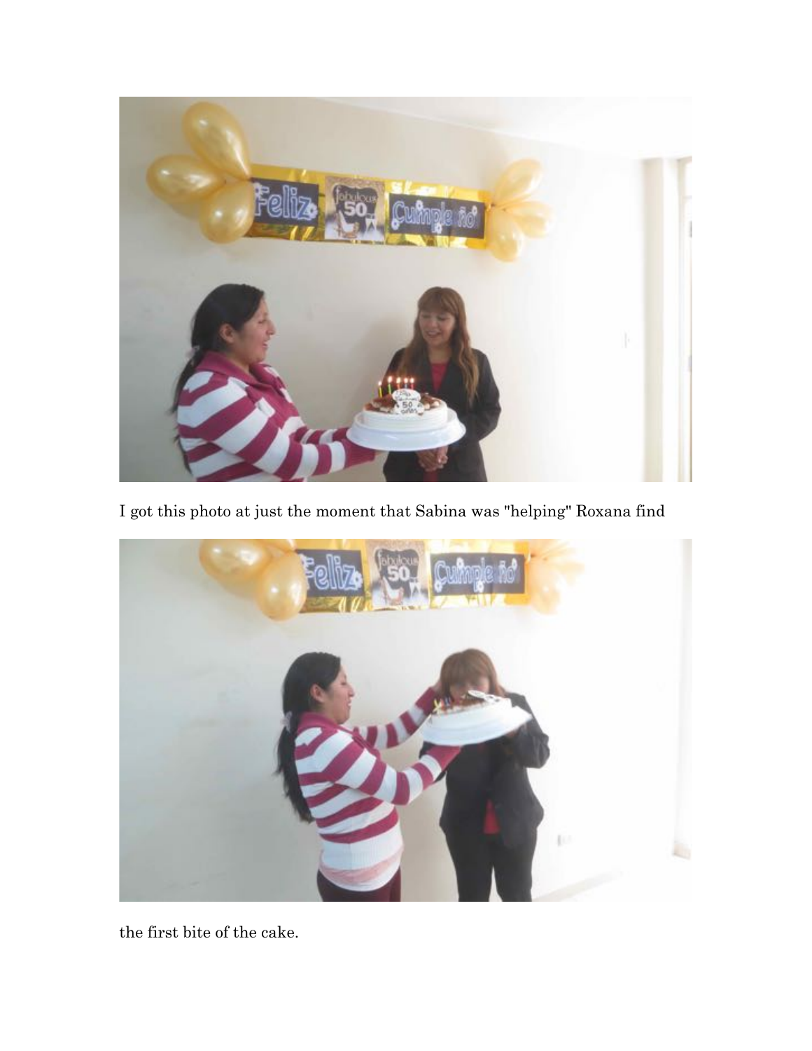I got this photo at just the moment that Sabina was "helping" Roxana find

the first bite of the cake.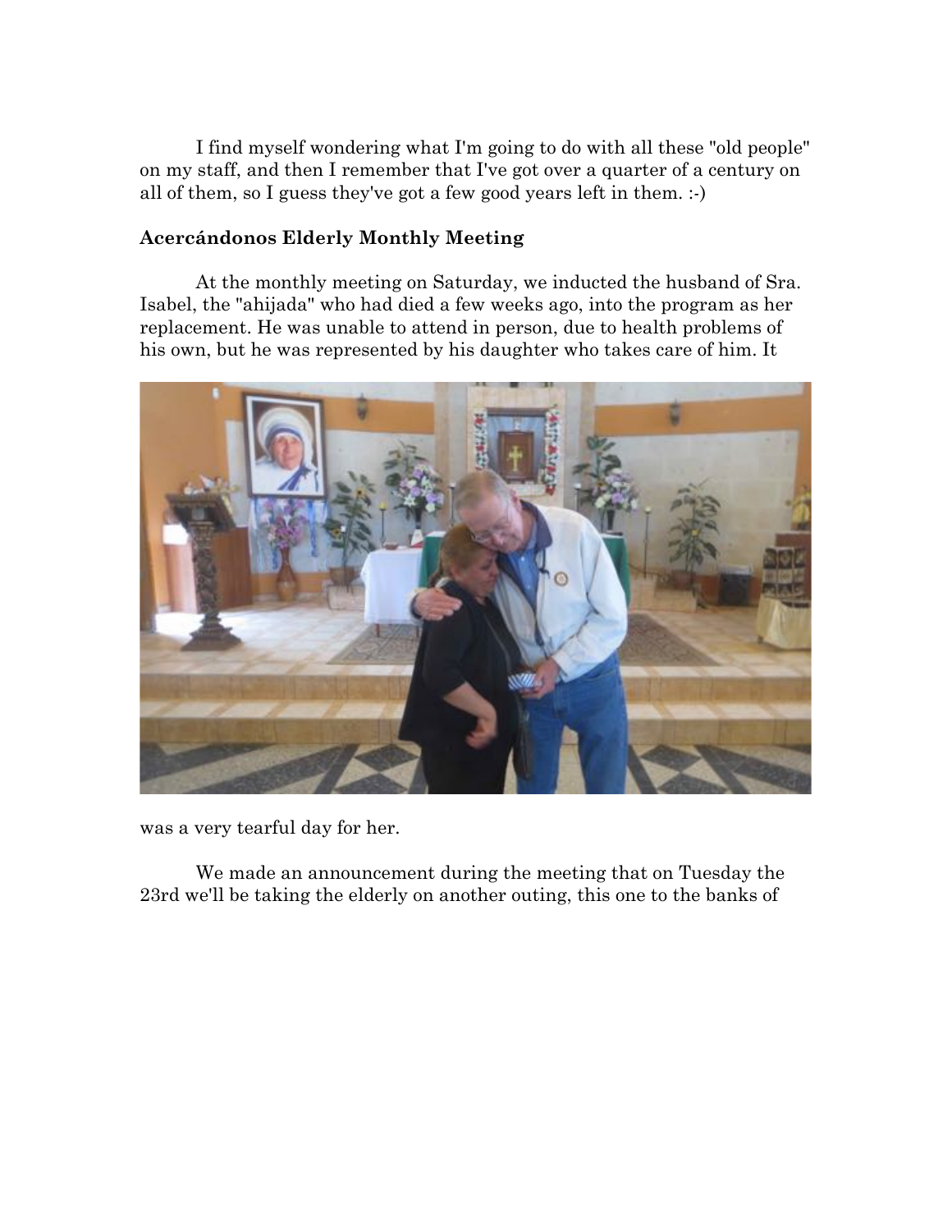I find myself wondering what I'm going to do with all these "old people" on my staff, and then I remember that I've got over a quarter of a century on all of them, so I guess they've got a few good years left in them. :-)

**Acercándonos Elderly Monthly Meeting**

At the monthly meeting on Saturday, we inducted the husband of Sra. Isabel, the "ahijada" who had died a few weeks ago, into the program as her replacement. He was unable to attend in person, due to health problems of his own, but he was represented by his daughter who takes care of him. It was a very tearful day for her.

We made an announcement during the meeting that on Tuesday the 23rd we'll be taking the elderly on another outing, this one to the banks of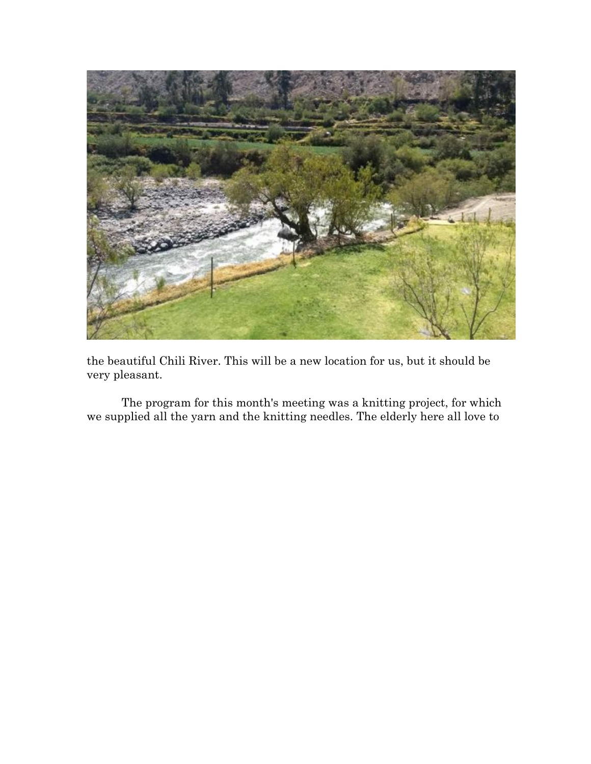the beautiful Chili River. This will be a new location for us, but it should be very pleasant.

The program for this month's meeting was a knitting project, for which we supplied all the yarn and the knitting needles. The elderly here all love to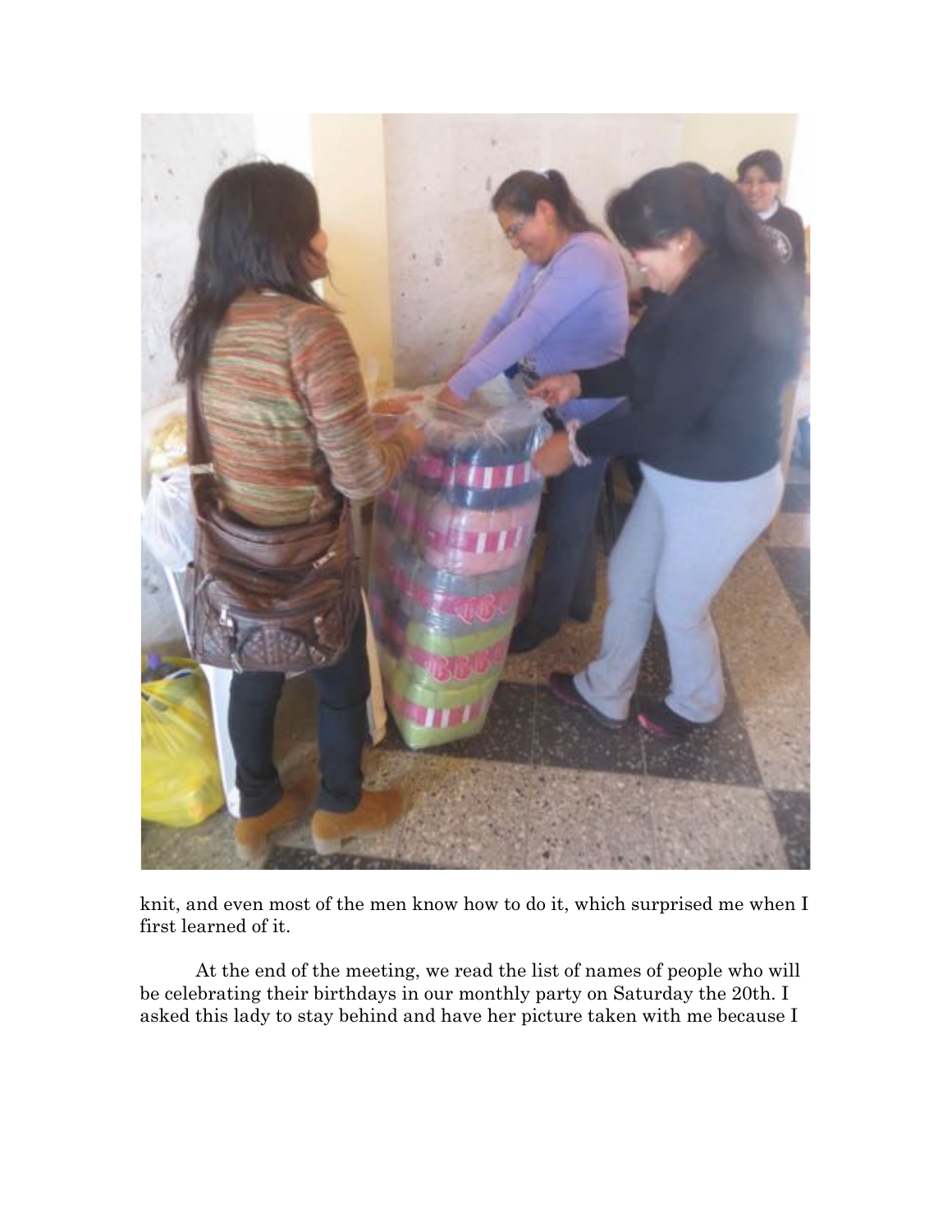knit, and even most of the men know how to do it, which surprised me when I first learned of it.

At the end of the meeting, we read the list of names of people who will be celebrating their birthdays in our monthly party on Saturday the 20th. I asked this lady to stay behind and have her picture taken with me because I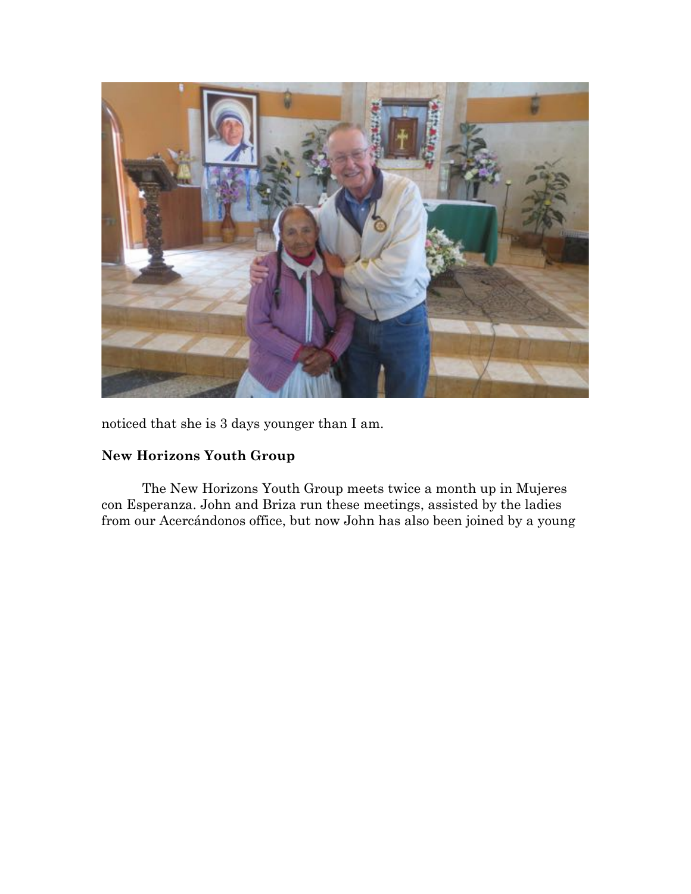noticed that she is 3 days younger than I am.

**New Horizons Youth Group**

The New Horizons Youth Group meets twice a month up in Mujeres con Esperanza. John and Briza run these meetings, assisted by the ladies from our Acercándonos office, but now John has also been joined by a young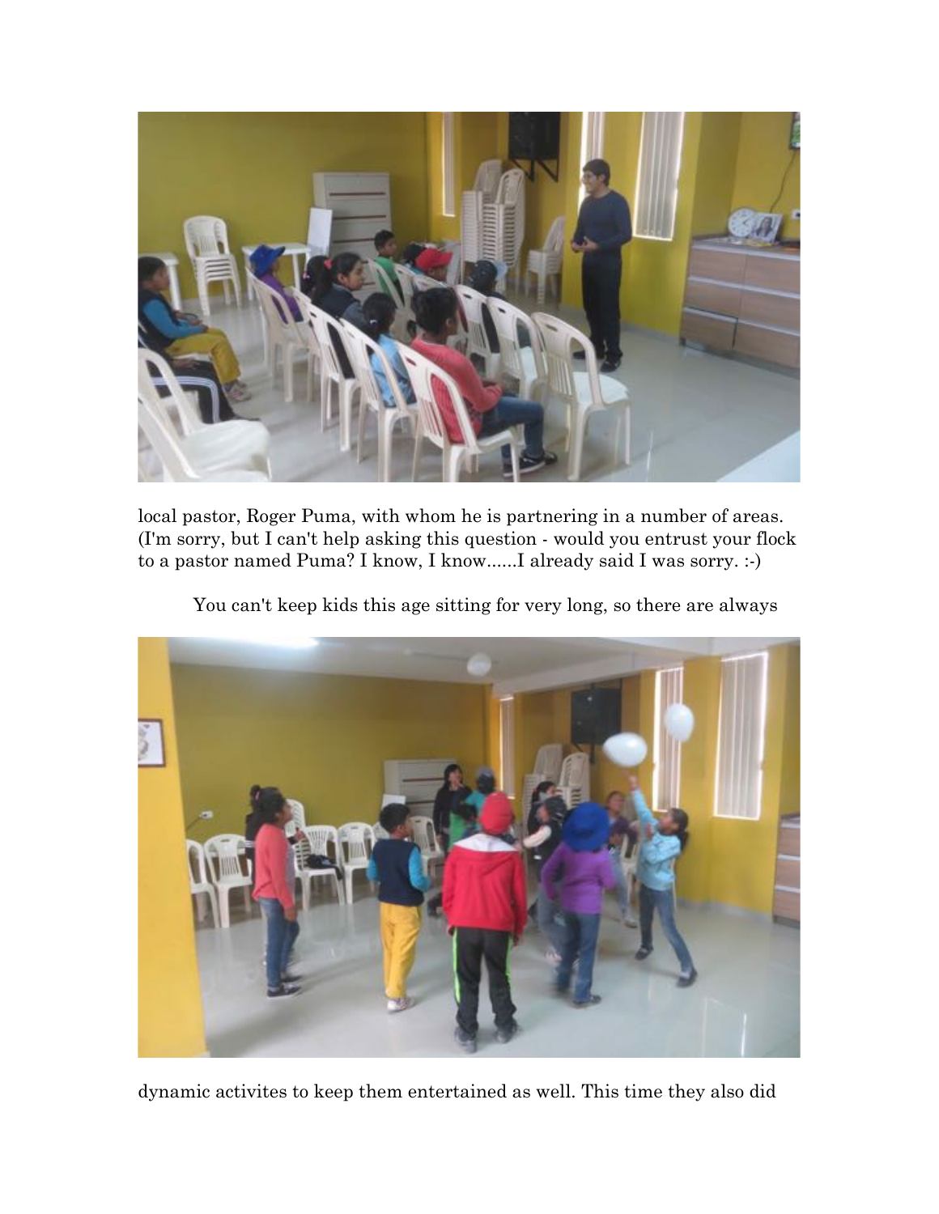local pastor, Roger Puma, with whom he is partnering in a number of areas. (I'm sorry, but I can't help asking this question - would you entrust your flock to a pastor named Puma? I know, I know......I already said I was sorry. :-)

You can't keep kids this age sitting for very long, so there are always

dynamic activites to keep them entertained as well. This time they also did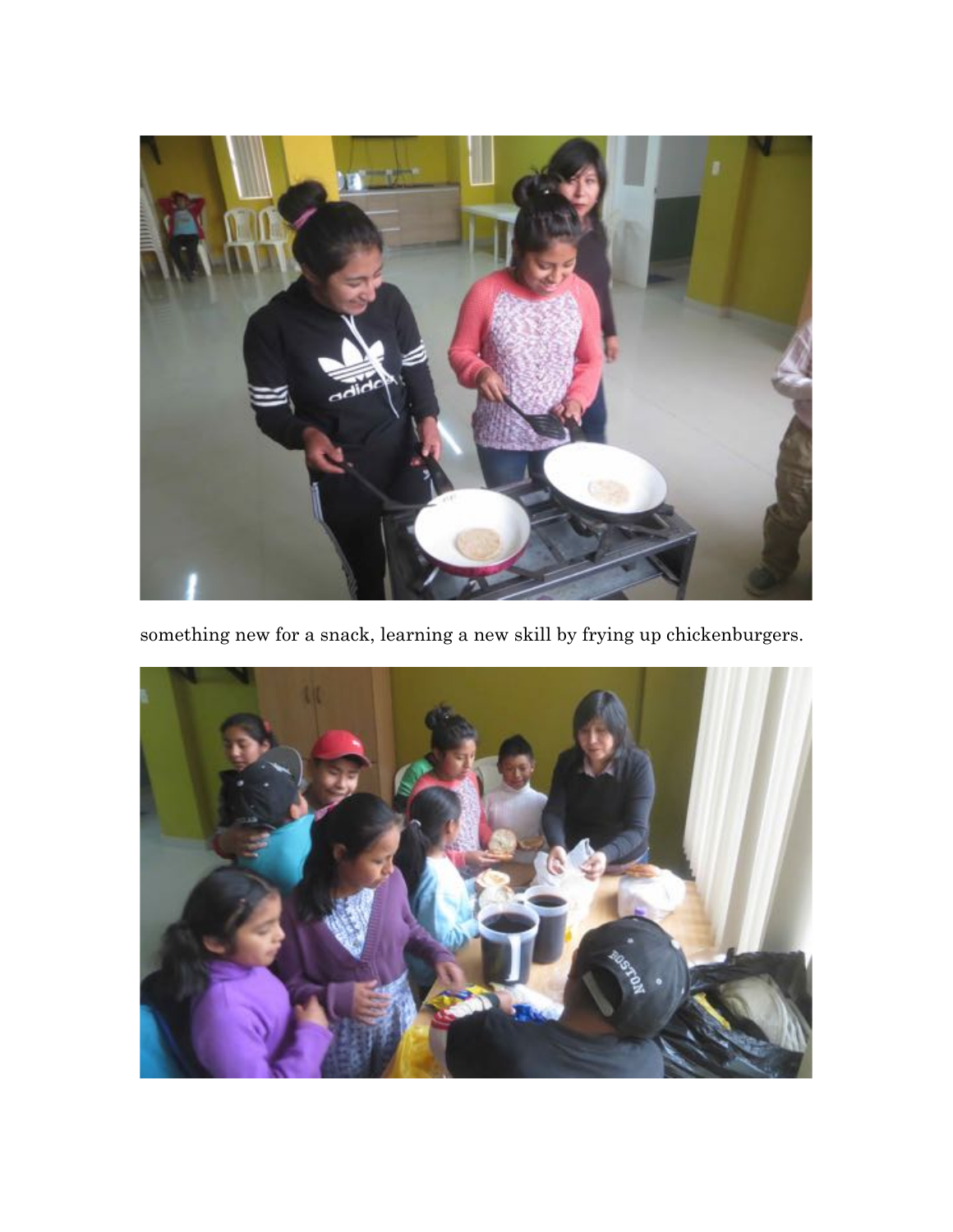something new for a snack, learning a new skill by frying up chickenburgers.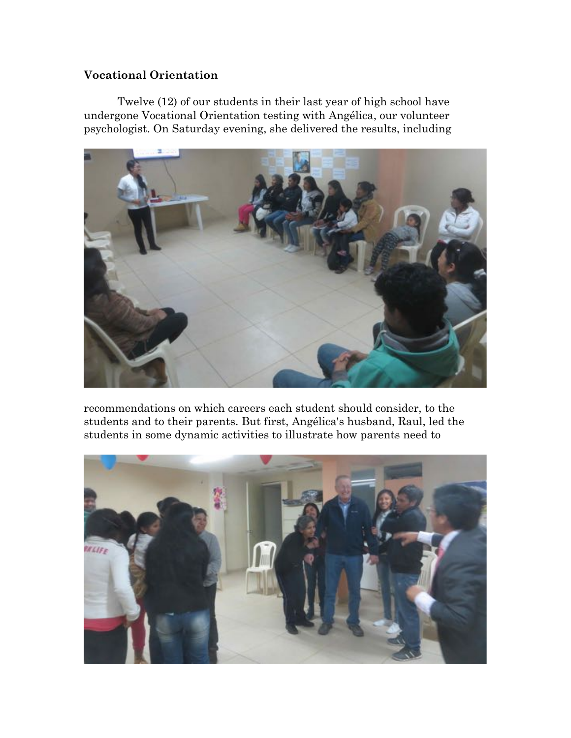## Vocational Orientation

Twelve (12) of our students in their last year of high school have undergone Vocational Orientation testing with Angélica, our volunteer psychologist. On Saturday evening, she delivered the results, including recommendations on which careers each student should consider, to the students and to their parents. But first, Angélica's husband, Raul, led the students in some dynamic activities to illustrate how parents need to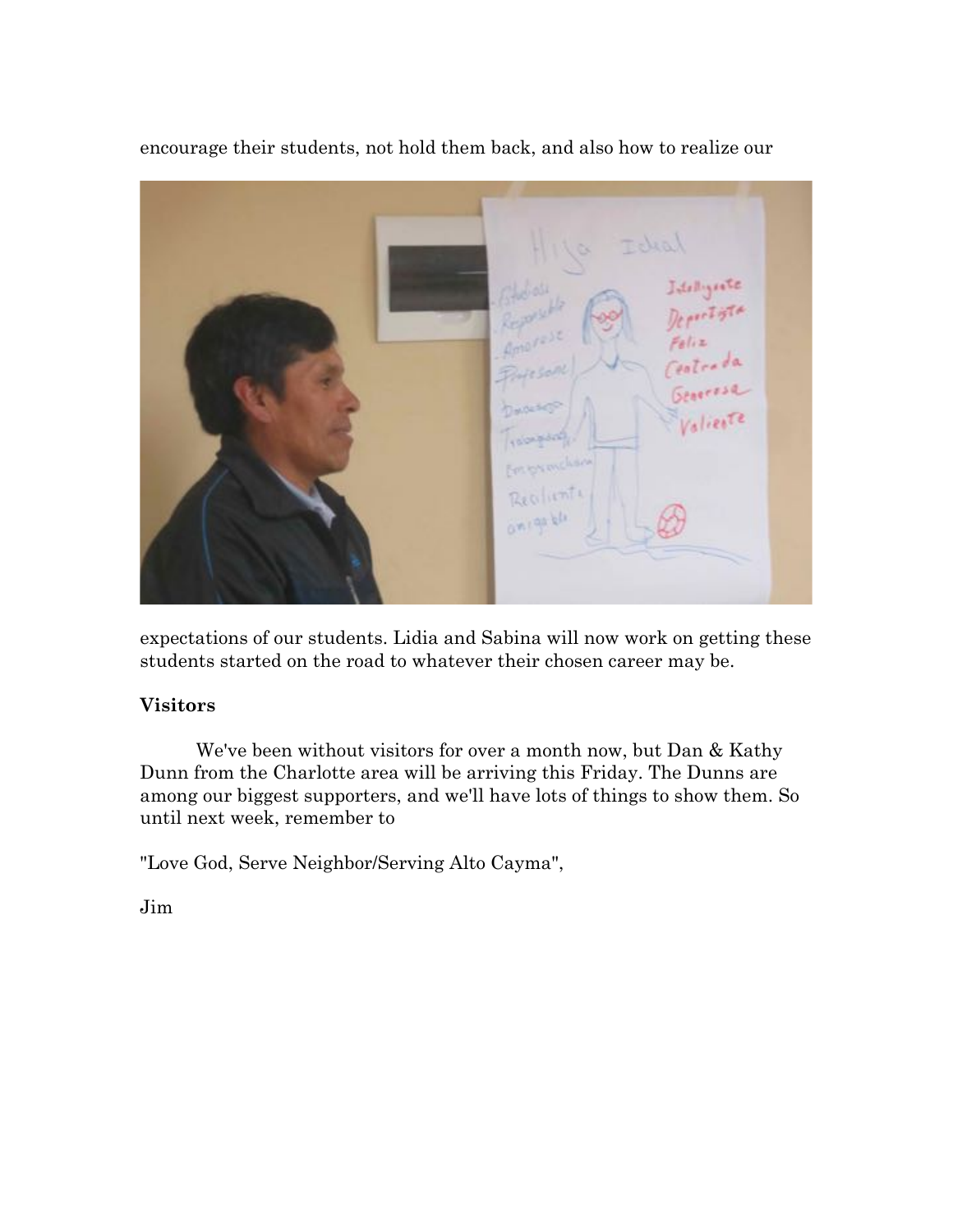encourage their students, not hold them back, and also how to realize our

expectations of our students. Lidia and Sabina will now work on getting these students started on the road to whatever their chosen career may be.

**Visitors**

We've been without visitors for over a month now, but Dan & Kathy Dunn from the Charlotte area will be arriving this Friday. The Dunns are among our biggest supporters, and we'll have lots of things to show them. So until next week, remember to

"Love God, Serve Neighbor/Serving Alto Cayma",

Jim